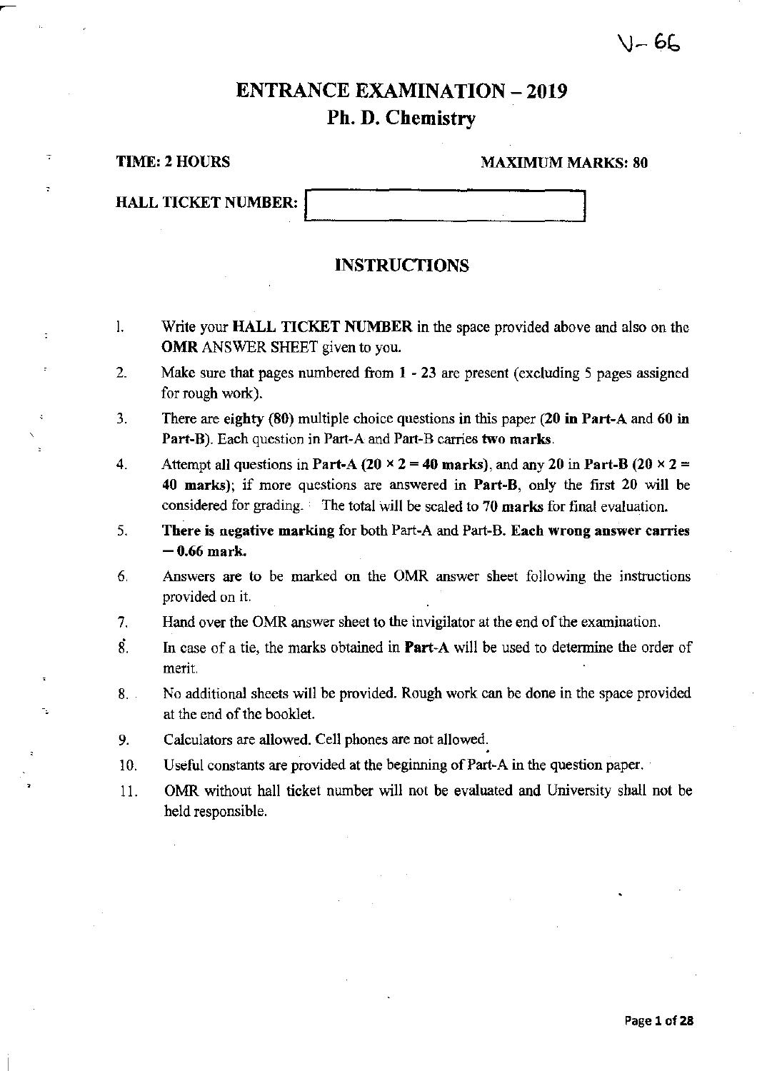V- 66

# ENTRANCE EXAMINATION – 2019
## Ph. D. Chemistry

**TIME: 2 HOURS** **MAXIMUM MARKS: 80**

**HALL TICKET NUMBER:**

## INSTRUCTIONS

1. Write your **HALL TICKET NUMBER** in the space provided above and also on the **OMR** ANSWER SHEET given to you.
2. Make sure that pages numbered from 1 - 23 are present (excluding 5 pages assigned for rough work).
3. There are **eighty (80)** multiple choice questions in this paper (**20 in Part-A** and **60 in Part-B**). Each question in Part-A and Part-B carries **two marks**.
4. Attempt all questions in **Part-A (20 × 2 = 40 marks)**, and any 20 in **Part-B (20 × 2 = 40 marks)**; if more questions are answered in **Part-B**, only the first 20 will be considered for grading. The total will be scaled to **70 marks** for final evaluation.
5. **There is negative marking** for both Part-A and Part-B. **Each wrong answer carries – 0.66 mark.**
6. Answers are to be marked on the OMR answer sheet following the instructions provided on it.
7. Hand over the OMR answer sheet to the invigilator at the end of the examination.
8. In case of a tie, the marks obtained in **Part-A** will be used to determine the order of merit.
8. No additional sheets will be provided. Rough work can be done in the space provided at the end of the booklet.
9. Calculators are allowed. Cell phones are not allowed.
10. Useful constants are provided at the beginning of Part-A in the question paper.
11. OMR without hall ticket number will not be evaluated and University shall not be held responsible.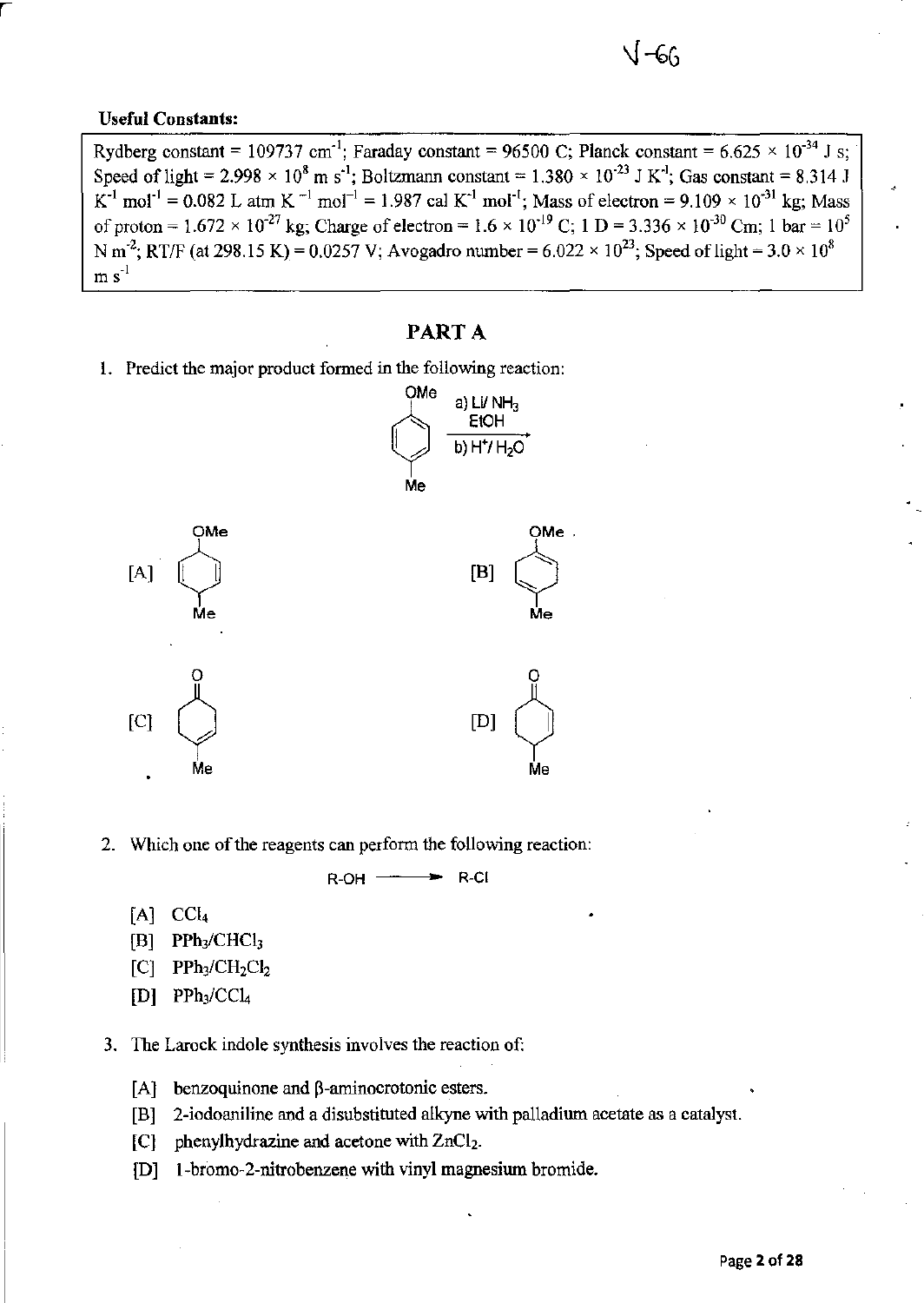**Useful Constants:**

Rydberg constant = 109737 $cm^{-1}$; Faraday constant = 96500 C; Planck constant = $6.625 \times 10^{-34}$ J s; Speed of light = $2.998 \times 10^{8}$ m $s^{-1}$; Boltzmann constant = $1.380 \times 10^{-23}$ J $K^{-1}$; Gas constant = 8.314 J $K^{-1}$ $mol^{-1}$ = 0.082 L atm $K^{-1}$ $mol^{-1}$ = 1.987 cal $K^{-1}$ $mol^{-1}$; Mass of electron = $9.109 \times 10^{-31}$ kg; Mass of proton = $1.672 \times 10^{-27}$ kg; Charge of electron = $1.6 \times 10^{-19}$ C; 1 D = $3.336 \times 10^{-30}$ Cm; 1 bar = $10^{5}$ N $m^{-2}$; RT/F (at 298.15 K) = 0.0257 V; Avogadro number = $6.022 \times 10^{23}$; Speed of light = $3.0 \times 10^{8}$ m $s^{-1}$

## PART A

1. Predict the major product formed in the following reaction:

(4-methylanisole) $\xrightarrow[\text{b) } H^+/H_2O]{\text{a) Li/ } NH_3 \text{, EtOH}}$

[A] 1-methoxy-4-methylcyclohexa-1,4-diene (OMe, Me)

[B] 1-methoxy-4-methylcyclohexa-1,3-diene (OMe, Me)

[C] 4-methylcyclohex-3-enone (O, Me)

[D] 4-methylcyclohex-2-enone (O, Me)

2. Which one of the reagents can perform the following reaction:

R-OH ⟶ R-Cl

[A] $CCl_4$

[B] $PPh_3/CHCl_3$

[C] $PPh_3/CH_2Cl_2$

[D] $PPh_3/CCl_4$

3. The Larock indole synthesis involves the reaction of:

[A] benzoquinone and β-aminocrotonic esters.

[B] 2-iodoaniline and a disubstituted alkyne with palladium acetate as a catalyst.

[C] phenylhydrazine and acetone with $ZnCl_2$.

[D] 1-bromo-2-nitrobenzene with vinyl magnesium bromide.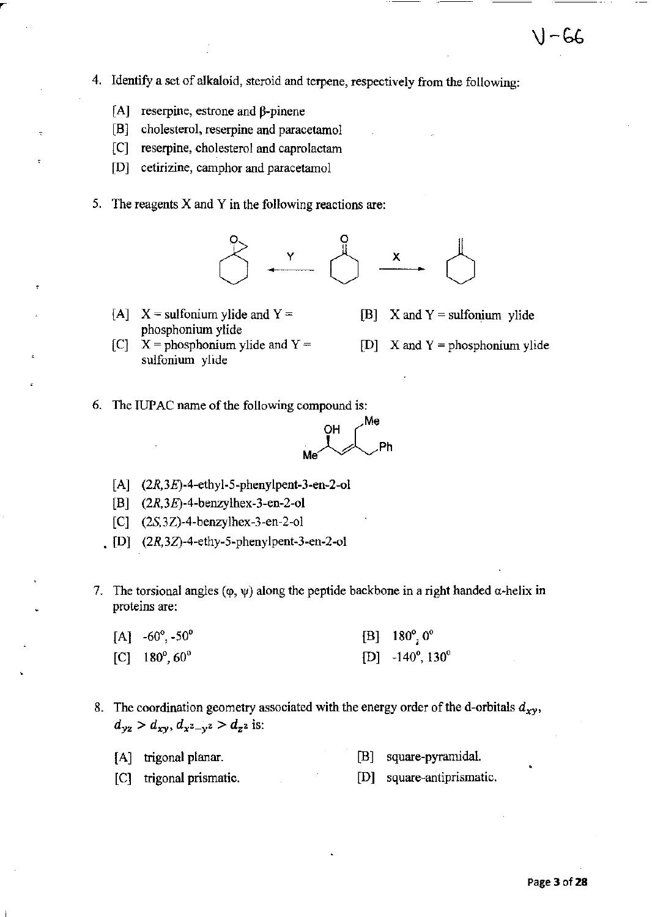4. Identify a set of alkaloid, steroid and terpene, respectively from the following:

   [A] reserpine, estrone and β-pinene

   [B] cholesterol, reserpine and paracetamol

   [C] reserpine, cholesterol and caprolactam

   [D] cetirizine, camphor and paracetamol

5. The reagents X and Y in the following reactions are:

   [A] X = sulfonium ylide and Y = phosphonium ylide

   [B] X and Y = sulfonium ylide

   [C] X = phosphonium ylide and Y = sulfonium ylide

   [D] X and Y = phosphonium ylide

6. The IUPAC name of the following compound is:

   [A] (2*R*,3*E*)-4-ethyl-5-phenylpent-3-en-2-ol

   [B] (2*R*,3*E*)-4-benzylhex-3-en-2-ol

   [C] (2*S*,3*Z*)-4-benzylhex-3-en-2-ol

   [D] (2*R*,3*Z*)-4-ethy-5-phenylpent-3-en-2-ol

7. The torsional angles (φ, ψ) along the peptide backbone in a right handed α-helix in proteins are:

   [A] $-60^\circ, -50^\circ$

   [B] $180^\circ, 0^\circ$

   [C] $180^\circ, 60^\circ$

   [D] $-140^\circ, 130^\circ$

8. The coordination geometry associated with the energy order of the d-orbitals $d_{xy}$, $d_{yz} > d_{xy}, d_{x^2-y^2} > d_{z^2}$ is:

   [A] trigonal planar.

   [B] square-pyramidal.

   [C] trigonal prismatic.

   [D] square-antiprismatic.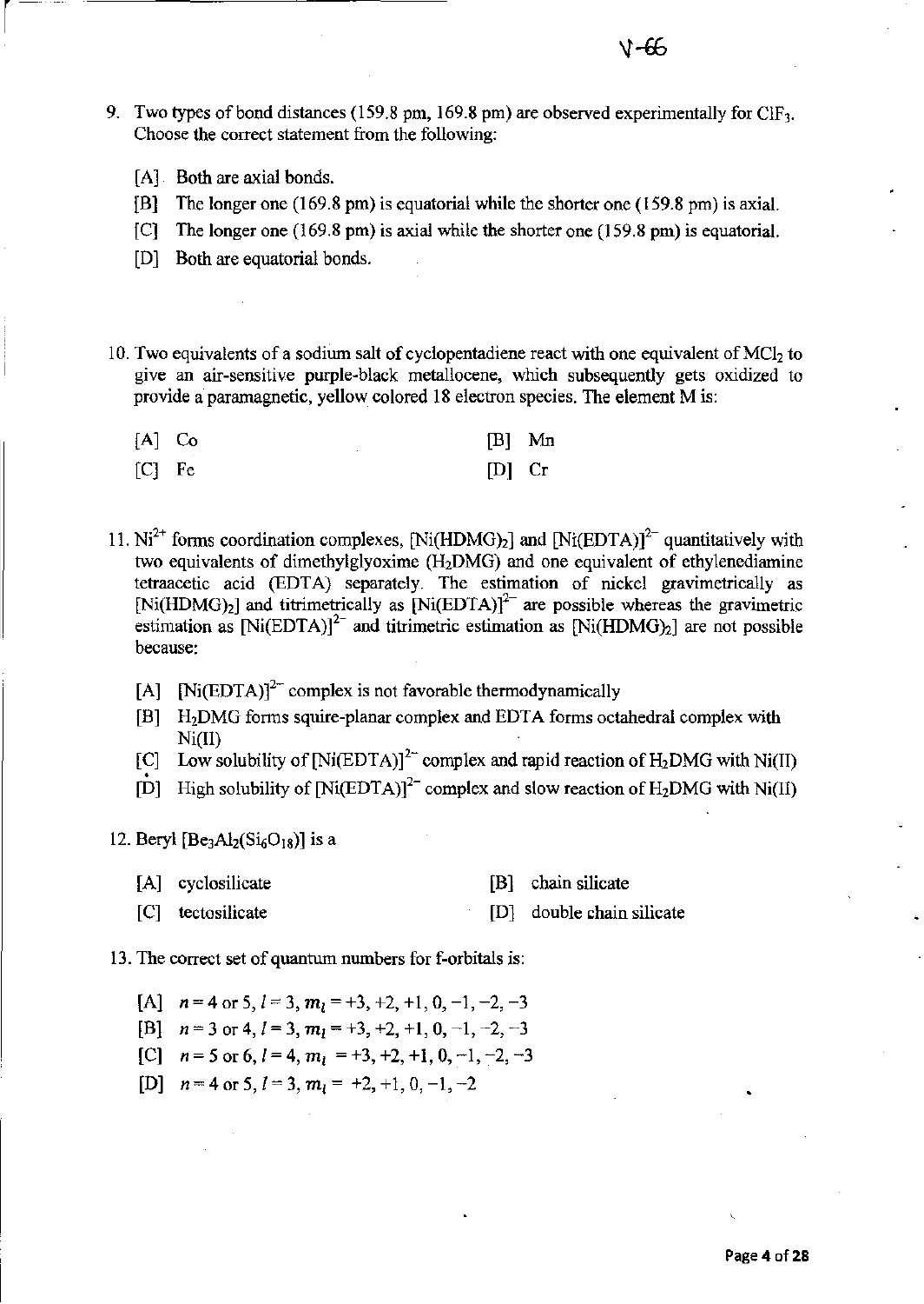9. Two types of bond distances (159.8 pm, 169.8 pm) are observed experimentally for $ClF_3$. Choose the correct statement from the following:

   [A] Both are axial bonds.

   [B] The longer one (169.8 pm) is equatorial while the shorter one (159.8 pm) is axial.

   [C] The longer one (169.8 pm) is axial while the shorter one (159.8 pm) is equatorial.

   [D] Both are equatorial bonds.

10. Two equivalents of a sodium salt of cyclopentadiene react with one equivalent of $MCl_2$ to give an air-sensitive purple-black metallocene, which subsequently gets oxidized to provide a paramagnetic, yellow colored 18 electron species. The element M is:

    [A] Co [B] Mn

    [C] Fe [D] Cr

11. $Ni^{2+}$ forms coordination complexes, $[Ni(HDMG)_2]$ and $[Ni(EDTA)]^{2-}$ quantitatively with two equivalents of dimethylglyoxime ($H_2DMG$) and one equivalent of ethylenediamine tetraacetic acid (EDTA) separately. The estimation of nickel gravimetrically as $[Ni(HDMG)_2]$ and titrimetrically as $[Ni(EDTA)]^{2-}$ are possible whereas the gravimetric estimation as $[Ni(EDTA)]^{2-}$ and titrimetric estimation as $[Ni(HDMG)_2]$ are not possible because:

    [A] $[Ni(EDTA)]^{2-}$ complex is not favorable thermodynamically

    [B] $H_2DMG$ forms squire-planar complex and EDTA forms octahedral complex with Ni(II)

    [C] Low solubility of $[Ni(EDTA)]^{2-}$ complex and rapid reaction of $H_2DMG$ with Ni(II)

    [D] High solubility of $[Ni(EDTA)]^{2-}$ complex and slow reaction of $H_2DMG$ with Ni(II)

12. Beryl $[Be_3Al_2(Si_6O_{18})]$ is a

    [A] cyclosilicate [B] chain silicate

    [C] tectosilicate [D] double chain silicate

13. The correct set of quantum numbers for f-orbitals is:

    [A] $n = 4$ or $5$, $l = 3$, $m_l = +3, +2, +1, 0, -1, -2, -3$

    [B] $n = 3$ or $4$, $l = 3$, $m_l = +3, +2, +1, 0, -1, -2, -3$

    [C] $n = 5$ or $6$, $l = 4$, $m_l = +3, +2, +1, 0, -1, -2, -3$

    [D] $n = 4$ or $5$, $l = 3$, $m_l = +2, +1, 0, -1, -2$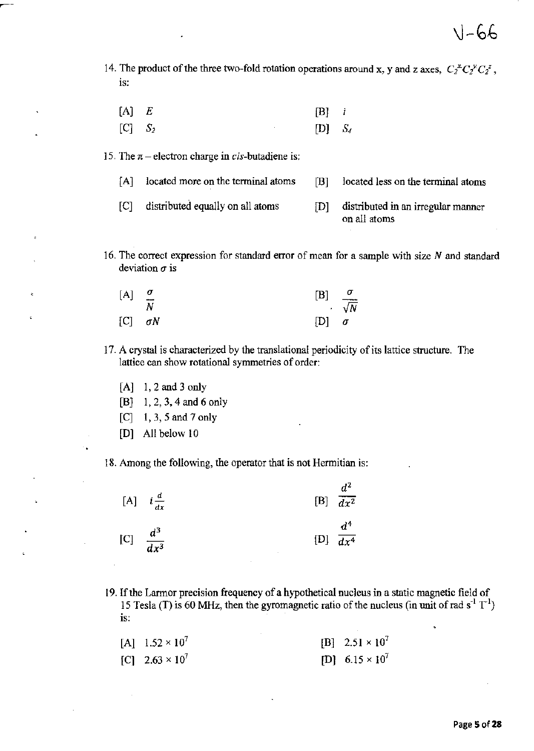V-66

14. The product of the three two-fold rotation operations around x, y and z axes, $C_2^x C_2^y C_2^z$, is:

[A] $E$ [B] $i$

[C] $S_2$ [D] $S_4$

15. The $\pi$ – electron charge in *cis*-butadiene is:

[A] located more on the terminal atoms [B] located less on the terminal atoms

[C] distributed equally on all atoms [D] distributed in an irregular manner on all atoms

16. The correct expression for standard error of mean for a sample with size $N$ and standard deviation $\sigma$ is

[A] $\frac{\sigma}{N}$ [B] $\frac{\sigma}{\sqrt{N}}$

[C] $\sigma N$ [D] $\sigma$

17. A crystal is characterized by the translational periodicity of its lattice structure. The lattice can show rotational symmetries of order:

[A] 1, 2 and 3 only

[B] 1, 2, 3, 4 and 6 only

[C] 1, 3, 5 and 7 only

[D] All below 10

18. Among the following, the operator that is not Hermitian is:

[A] $i\frac{d}{dx}$ [B] $\frac{d^2}{dx^2}$

[C] $\frac{d^3}{dx^3}$ [D] $\frac{d^4}{dx^4}$

19. If the Larmor precision frequency of a hypothetical nucleus in a static magnetic field of 15 Tesla (T) is 60 MHz, then the gyromagnetic ratio of the nucleus (in unit of rad $s^{-1}$ $T^{-1}$) is:

[A] $1.52 \times 10^7$ [B] $2.51 \times 10^7$

[C] $2.63 \times 10^7$ [D] $6.15 \times 10^7$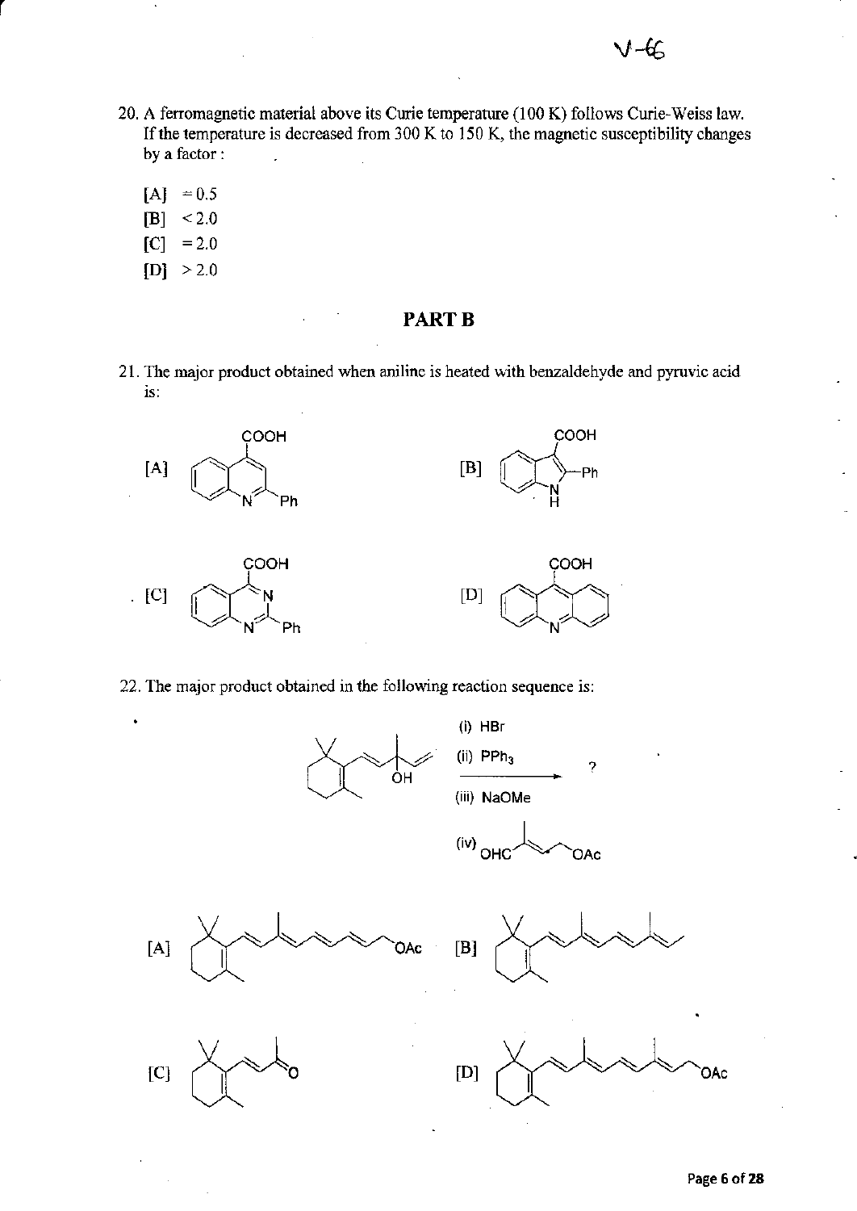20. A ferromagnetic material above its Curie temperature (100 K) follows Curie-Weiss law. If the temperature is decreased from 300 K to 150 K, the magnetic susceptibility changes by a factor :

[A] = 0.5

[B] < 2.0

[C] = 2.0

[D] > 2.0

## PART B

21. The major product obtained when aniline is heated with benzaldehyde and pyruvic acid is:

[A] (structure: quinoline with COOH at C-4 and Ph at C-2)

[B] (structure: indole (N–H) with COOH at C-3 and Ph at C-2)

[C] (structure: quinazoline with COOH at C-4 and Ph at C-2)

[D] (structure: acridine with COOH at C-9)

22. The major product obtained in the following reaction sequence is:

(structure: 2,6,6-trimethylcyclohex-1-enyl–CH=CH–C(CH$_3$)(OH)–CH=CH$_2$)

(i) HBr

(ii) $PPh_3$

(iii) NaOMe

(iv) OHC–C(CH$_3$)=CH–CH$_2$OAc

→ ?

[A] (structure: polyene chain on 2,6,6-trimethylcyclohexenyl ring with one methyl branch, terminating in CH$_2$OAc)

[B] (structure: polyene chain on 2,6,6-trimethylcyclohexenyl ring with methyl branches, terminating in a methyl group; no OAc)

[C] (structure: 2,6,6-trimethylcyclohexenyl–CH=CH–C(=O)CH$_3$)

[D] (structure: polyene chain on 2,6,6-trimethylcyclohexenyl ring with two methyl branches, terminating in CH$_2$OAc)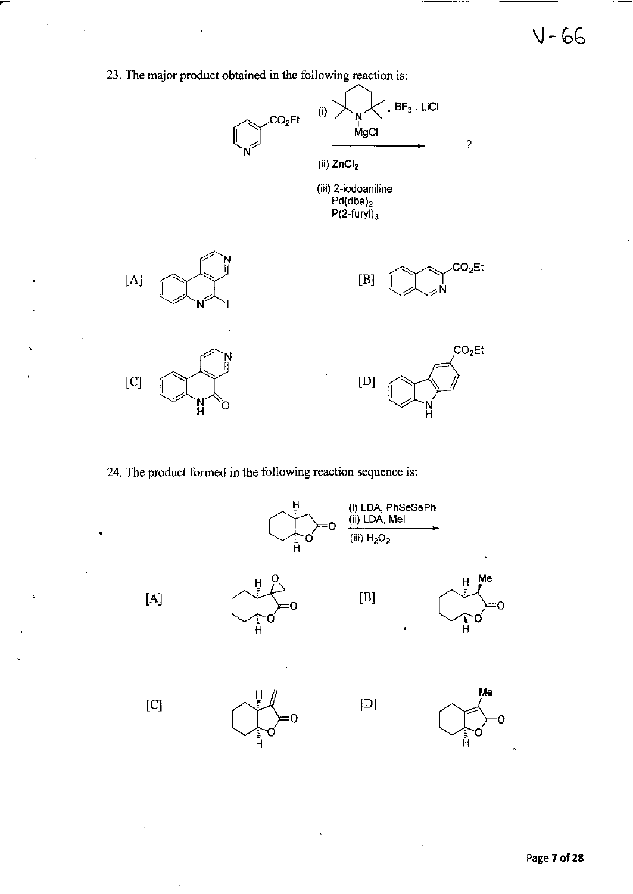23. The major product obtained in the following reaction is:

(i) [2,2,6,6-tetramethylpiperidinyl-MgCl] . $BF_3$ . LiCl

(ii) $ZnCl_2$

(iii) 2-iodoaniline, $Pd(dba)_2$, $P(2\text{-furyl})_3$

[A]

[B]

[C]

[D]

24. The product formed in the following reaction sequence is:

(i) LDA, PhSeSePh

(ii) LDA, MeI

(iii) $H_2O_2$

[A]

[B]

[C]

[D]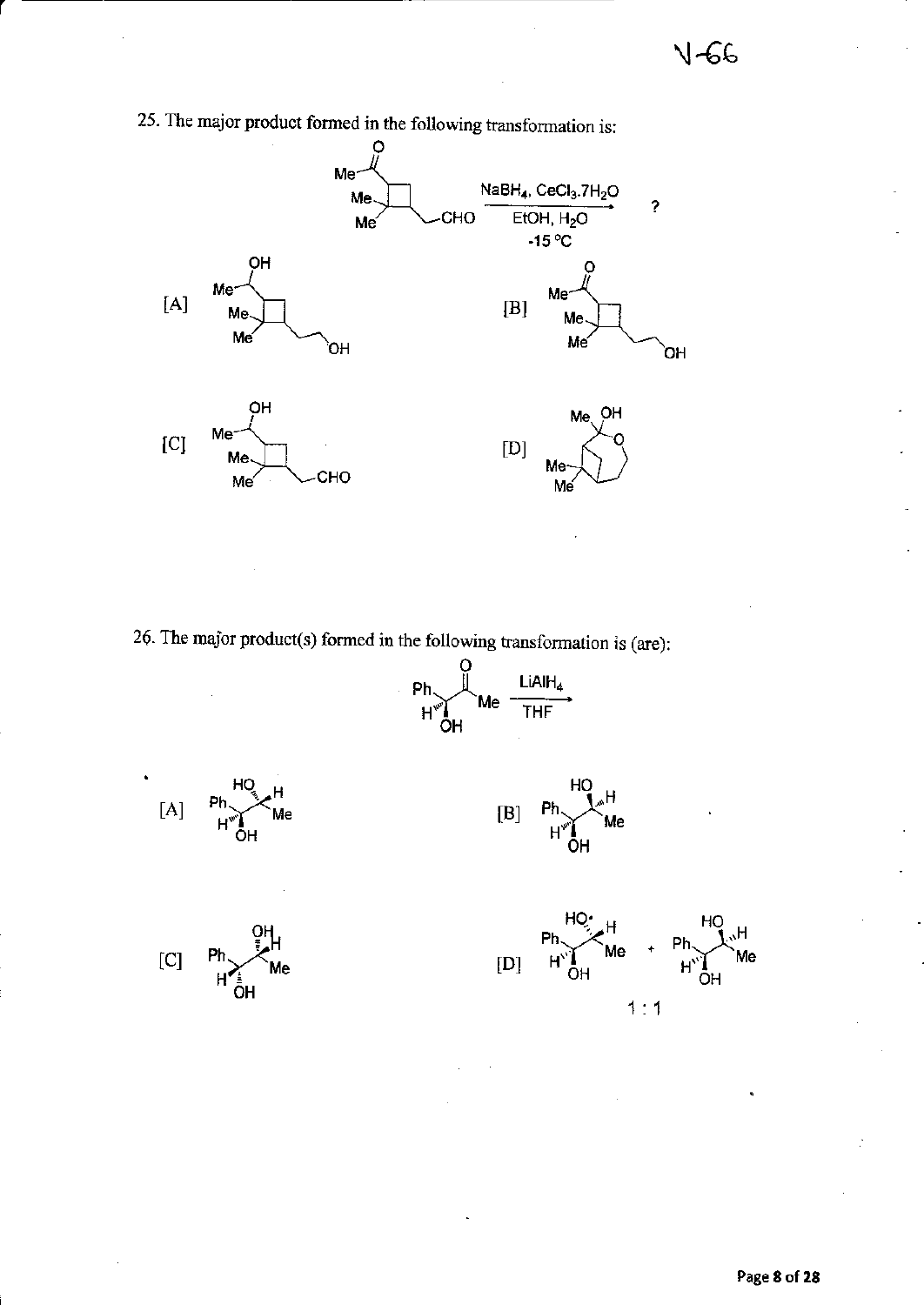25. The major product formed in the following transformation is:

$\xrightarrow[\text{EtOH, } H_2O \\ -15\ ^{\circ}C]{NaBH_4,\ CeCl_3.7H_2O}$ ?

[A]

[B]

[C]

[D]

26. The major product(s) formed in the following transformation is (are):

$\xrightarrow[\text{THF}]{LiAlH_4}$

[A]

[B]

[C]

[D]

1 : 1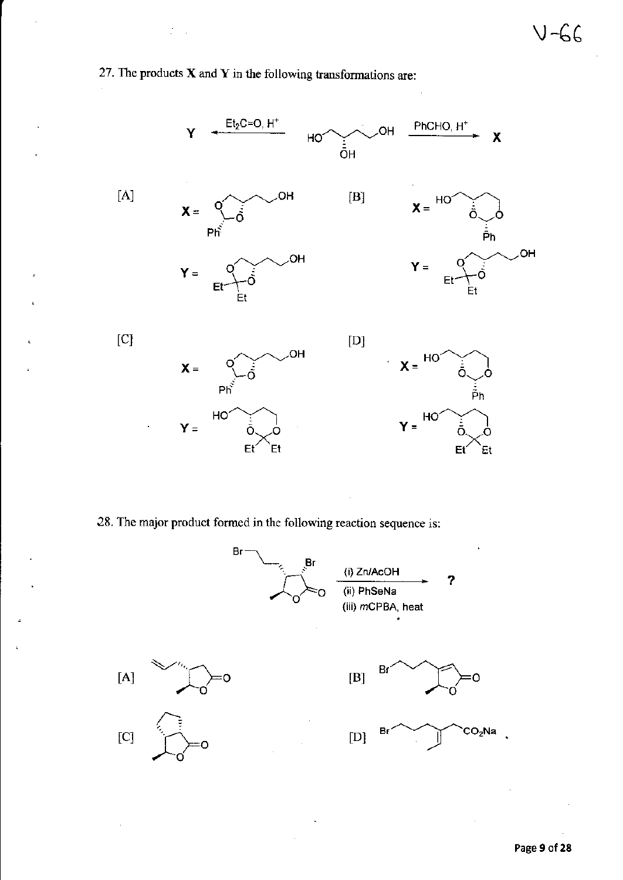27. The products **X** and **Y** in the following transformations are:

Y $\xleftarrow{Et_2C=O,\ H^+}$ HO–CH$_2$–CH(OH)–CH$_2$CH$_2$–OH $\xrightarrow{PhCHO,\ H^+}$ X

[A] X = Y =

[B] X = Y =

[C] X = Y =

[D] X = Y =

28. The major product formed in the following reaction sequence is:

$\xrightarrow[\text{(iii) } m\text{CPBA, heat}]{\text{(i) Zn/AcOH} \quad \text{(ii) PhSeNa}}$ ?

[A]

[B]

[C]

[D]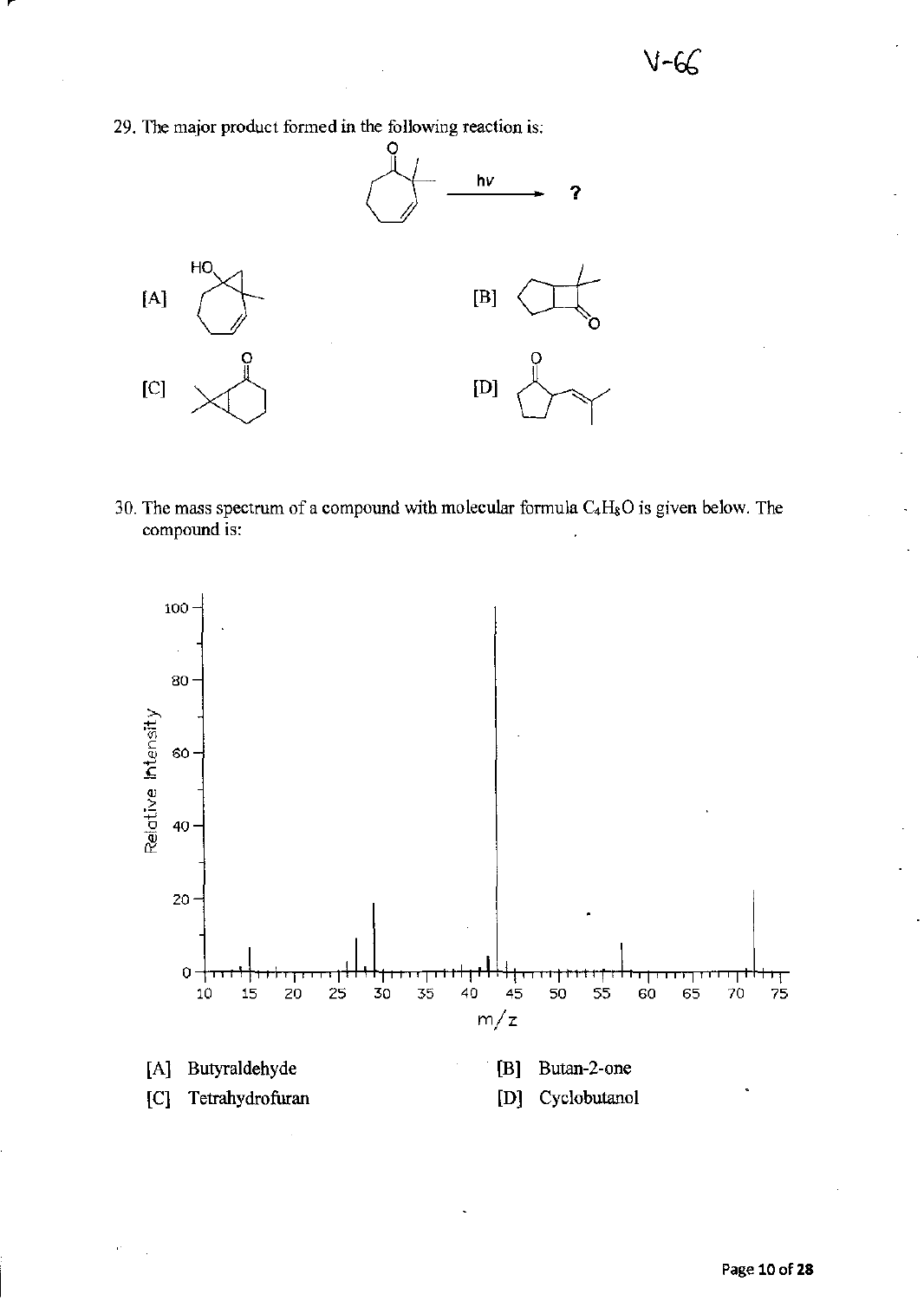29. The major product formed in the following reaction is:

hv → ?

[A]

[B]

[C]

[D]

30. The mass spectrum of a compound with molecular formula $C_4H_8O$ is given below. The compound is:

[A] Butyraldehyde

[B] Butan-2-one

[C] Tetrahydrofuran

[D] Cyclobutanol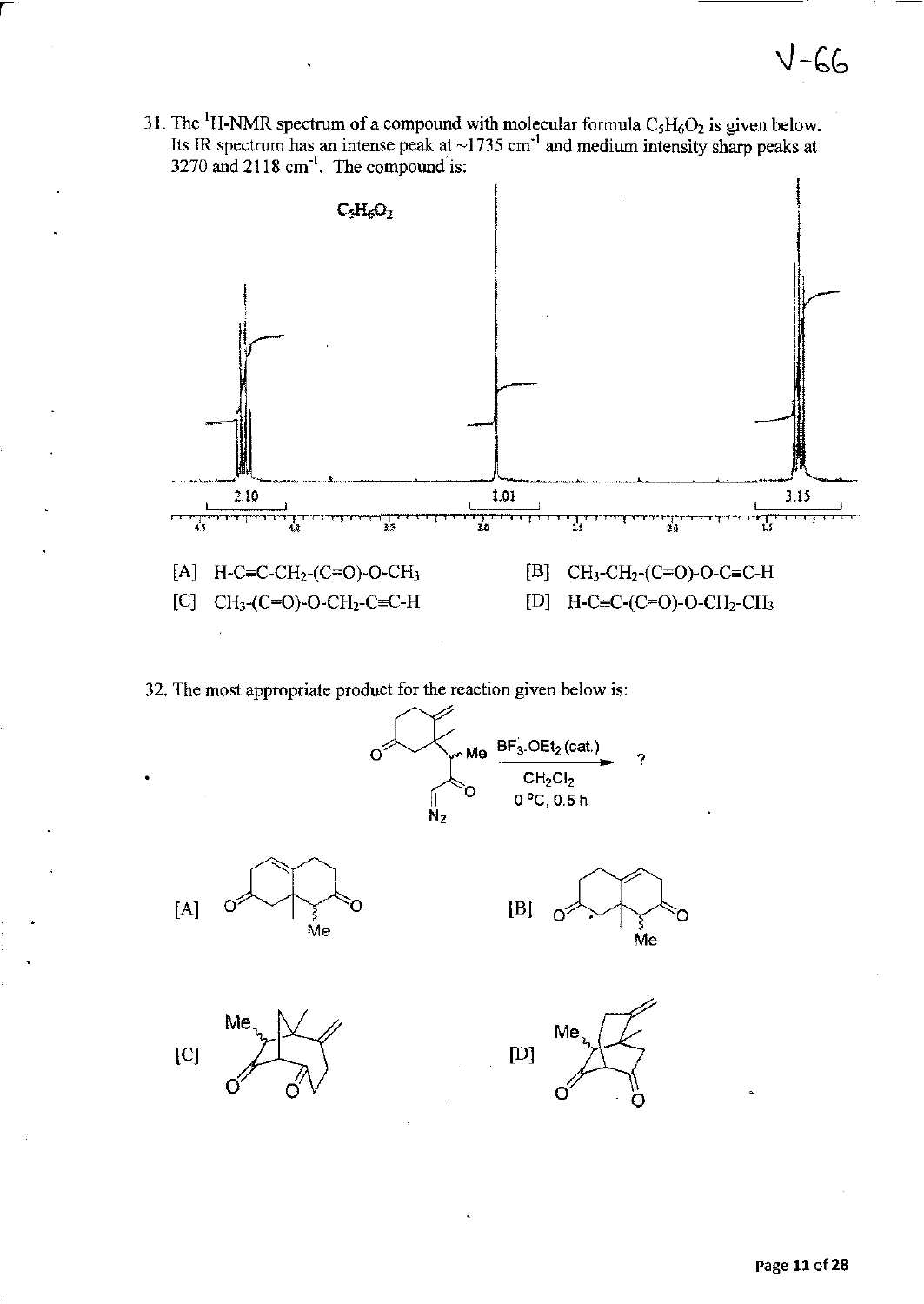31. The $^1$H-NMR spectrum of a compound with molecular formula $C_5H_6O_2$ is given below. Its IR spectrum has an intense peak at ~1735 cm$^{-1}$ and medium intensity sharp peaks at 3270 and 2118 cm$^{-1}$. The compound is:

[A] H-C≡C-$CH_2$-(C=O)-O-$CH_3$

[B] $CH_3$-$CH_2$-(C=O)-O-C≡C-H

[C] $CH_3$-(C=O)-O-$CH_2$-C≡C-H

[D] H-C≡C-(C=O)-O-$CH_2$-$CH_3$

32. The most appropriate product for the reaction given below is:

$BF_3.OEt_2$ (cat.), $CH_2Cl_2$, 0 °C, 0.5 h

[A]

[B]

[C]

[D]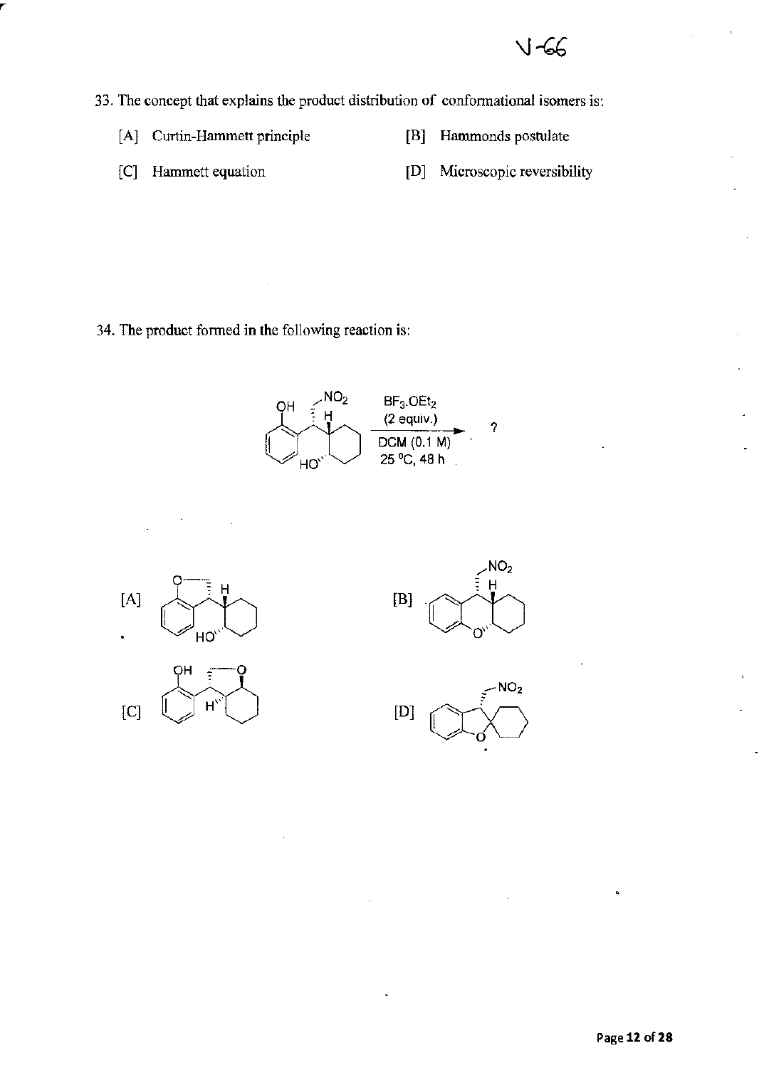33. The concept that explains the product distribution of conformational isomers is:

[A] Curtin-Hammett principle

[B] Hammonds postulate

[C] Hammett equation

[D] Microscopic reversibility

34. The product formed in the following reaction is:

$\xrightarrow[\text{DCM (0.1 M)}\ 25\ ^{\circ}\text{C, 48 h}]{BF_3.OEt_2\ \text{(2 equiv.)}}$ ?

[A]

[B]

[C]

[D]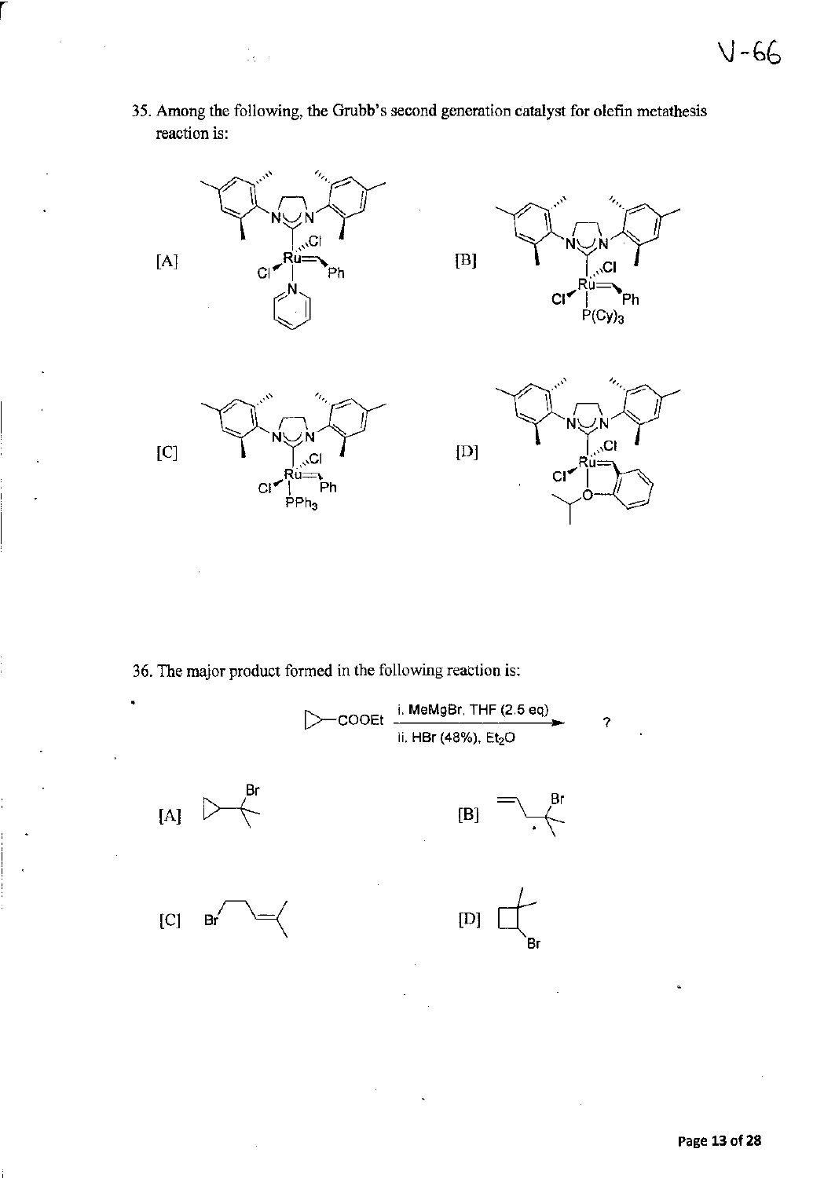35. Among the following, the Grubb's second generation catalyst for olefin metathesis reaction is:

[A]

[B]

[C]

[D]

36. The major product formed in the following reaction is:

$$\text{(cyclopropyl)COOEt} \xrightarrow[\text{ii. HBr (48\%), Et}_2\text{O}]{\text{i. MeMgBr, THF (2.5 eq)}} \ ?$$

[A]

[B]

[C]

[D]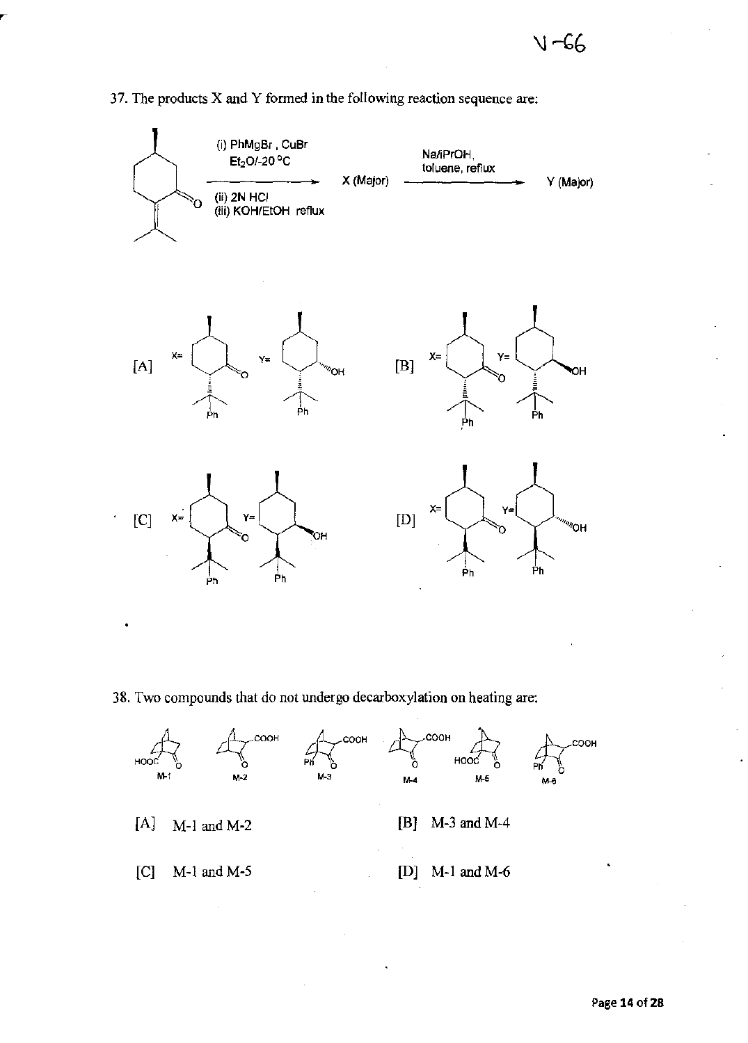37. The products X and Y formed in the following reaction sequence are:

(i) PhMgBr, CuBr $Et_2O$/-20 °C

(ii) 2N HCl

(iii) KOH/EtOH reflux

X (Major)

Na/iPrOH, toluene, reflux

Y (Major)

[A] X= Y=

[B] X= Y=

[C] X= Y=

[D] X= Y=

38. Two compounds that do not undergo decarboxylation on heating are:

M-1 M-2 M-3 M-4 M-5 M-6

[A] M-1 and M-2

[B] M-3 and M-4

[C] M-1 and M-5

[D] M-1 and M-6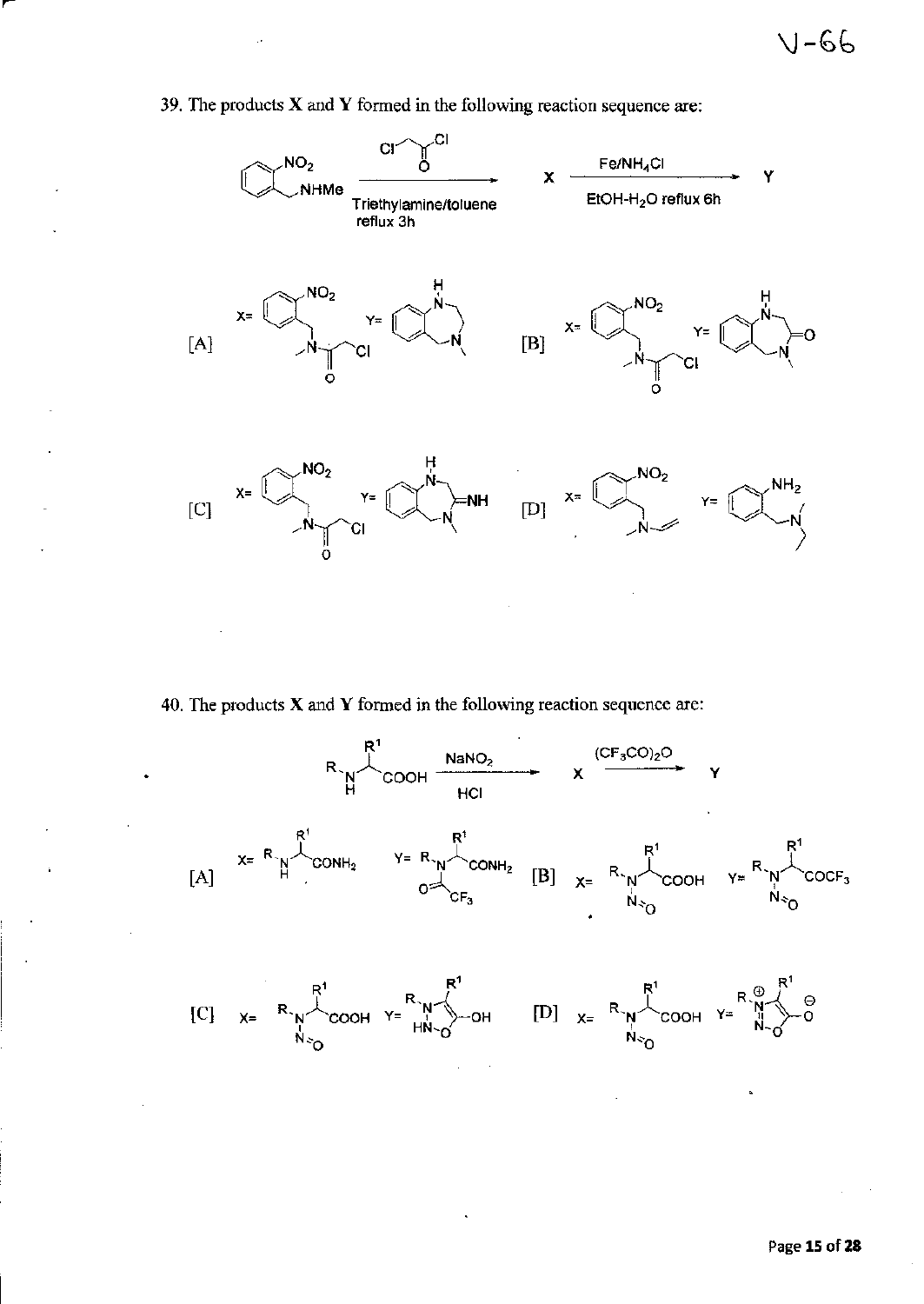39. The products **X** and **Y** formed in the following reaction sequence are:

(2-nitrobenzyl)methylamine $\xrightarrow[\text{Triethylamine/toluene reflux 3h}]{ClCH_2COCl}$ **X** $\xrightarrow[\text{EtOH-}H_2O \text{ reflux 6h}]{Fe/NH_4Cl}$ **Y**

[A] X = N-(2-nitrobenzyl)-N-methyl-2-chloroacetamide; Y = N-methyl-2,3,4,5-tetrahydro-1H-1,4-benzodiazepine

[B] X = N-(2-nitrobenzyl)-N-methyl-2-chloroacetamide; Y = 4-methyl-1,2,4,5-tetrahydro-3H-1,4-benzodiazepin-3-one

[C] X = N-(2-nitrobenzyl)-N-methyl-2-chloroacetamide; Y = 4-methyl-1,2,4,5-tetrahydro-3H-1,4-benzodiazepin-3-imine (=NH)

[D] X = N-(2-nitrobenzyl)-N-methyl-vinylamine; Y = 2-((ethyl(methyl)amino)methyl)aniline

40. The products **X** and **Y** formed in the following reaction sequence are:

$R\text{-NH-CH}(R^1)\text{-COOH} \xrightarrow[HCl]{NaNO_2}$ **X** $\xrightarrow{(CF_3CO)_2O}$ **Y**

[A] X = $R\text{-NH-CH}(R^1)\text{-CONH}_2$; Y = $R\text{-N}(COCF_3)\text{-CH}(R^1)\text{-CONH}_2$

[B] X = $R\text{-N}(N{=}O)\text{-CH}(R^1)\text{-COOH}$; Y = $R\text{-N}(N{=}O)\text{-CH}(R^1)\text{-COCF}_3$

[C] X = $R\text{-N}(N{=}O)\text{-CH}(R^1)\text{-COOH}$; Y = 3-R-4-$R^1$-2,3-dihydro-1,2,3-oxadiazol-5-ol (HN–O ring)

[D] X = $R\text{-N}(N{=}O)\text{-CH}(R^1)\text{-COOH}$; Y = sydnone (3-R-4-$R^1$-1,2,3-oxadiazolium-5-olate, $N^{\oplus}$ / $O^{\ominus}$)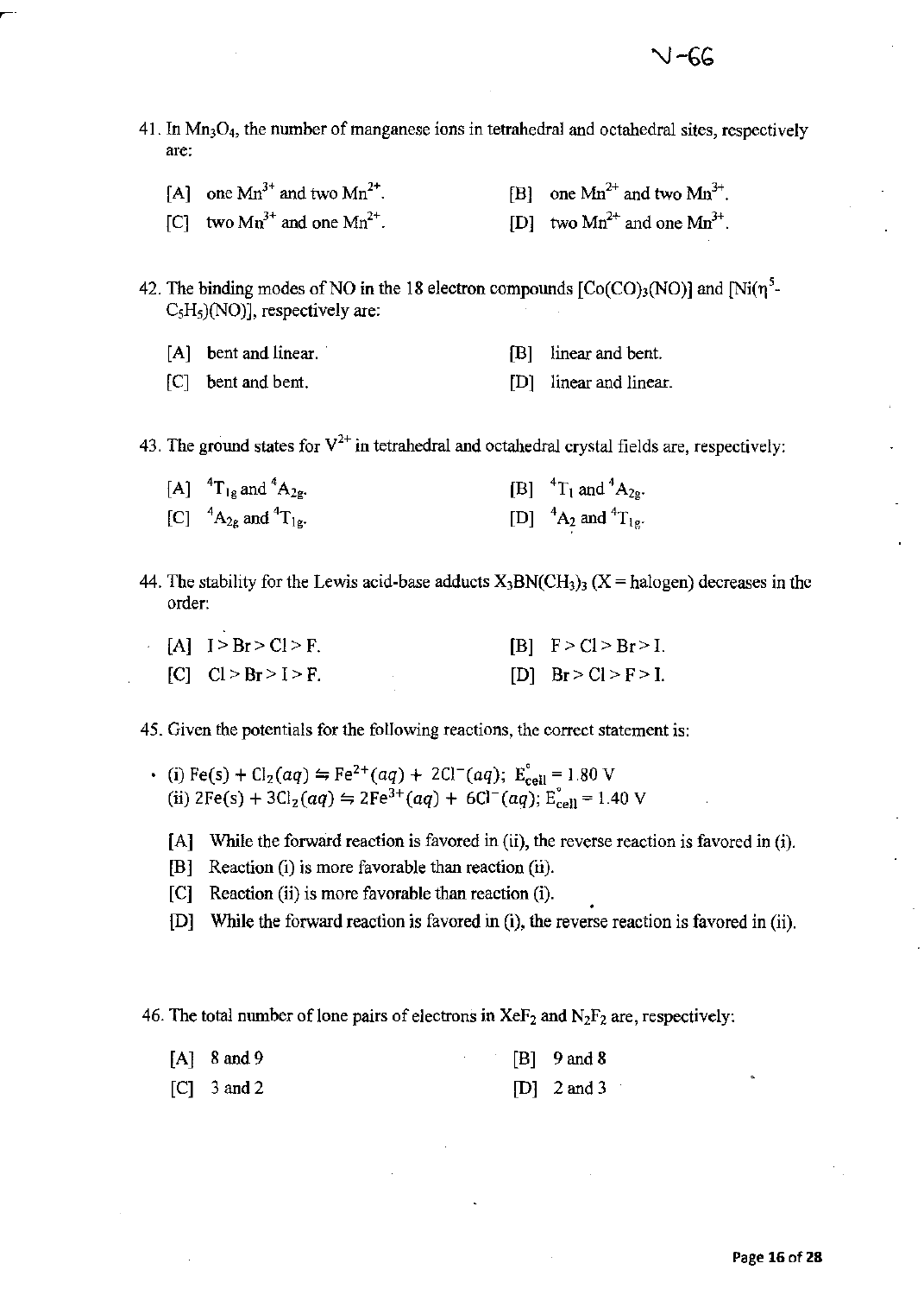41. In $Mn_3O_4$, the number of manganese ions in tetrahedral and octahedral sites, respectively are:

[A] one $Mn^{3+}$ and two $Mn^{2+}$.  [B] one $Mn^{2+}$ and two $Mn^{3+}$.

[C] two $Mn^{3+}$ and one $Mn^{2+}$.  [D] two $Mn^{2+}$ and one $Mn^{3+}$.

42. The binding modes of NO in the 18 electron compounds $[Co(CO)_3(NO)]$ and $[Ni(\eta^5\text{-}C_5H_5)(NO)]$, respectively are:

[A] bent and linear.  [B] linear and bent.

[C] bent and bent.  [D] linear and linear.

43. The ground states for $V^{2+}$ in tetrahedral and octahedral crystal fields are, respectively:

[A] $^4T_{1g}$ and $^4A_{2g}$.  [B] $^4T_1$ and $^4A_{2g}$.

[C] $^4A_{2g}$ and $^4T_{1g}$.  [D] $^4A_2$ and $^4T_{1g}$.

44. The stability for the Lewis acid-base adducts $X_3BN(CH_3)_3$ (X = halogen) decreases in the order:

[A] I > Br > Cl > F.  [B] F > Cl > Br > I.

[C] Cl > Br > I > F.  [D] Br > Cl > F > I.

45. Given the potentials for the following reactions, the correct statement is:

(i) $Fe(s) + Cl_2(aq) \leftrightharpoons Fe^{2+}(aq) + 2Cl^-(aq)$; $E^\circ_{cell} = 1.80$ V
(ii) $2Fe(s) + 3Cl_2(aq) \leftrightharpoons 2Fe^{3+}(aq) + 6Cl^-(aq)$; $E^\circ_{cell} = 1.40$ V

[A] While the forward reaction is favored in (ii), the reverse reaction is favored in (i).
[B] Reaction (i) is more favorable than reaction (ii).
[C] Reaction (ii) is more favorable than reaction (i).
[D] While the forward reaction is favored in (i), the reverse reaction is favored in (ii).

46. The total number of lone pairs of electrons in $XeF_2$ and $N_2F_2$ are, respectively:

[A] 8 and 9  [B] 9 and 8

[C] 3 and 2  [D] 2 and 3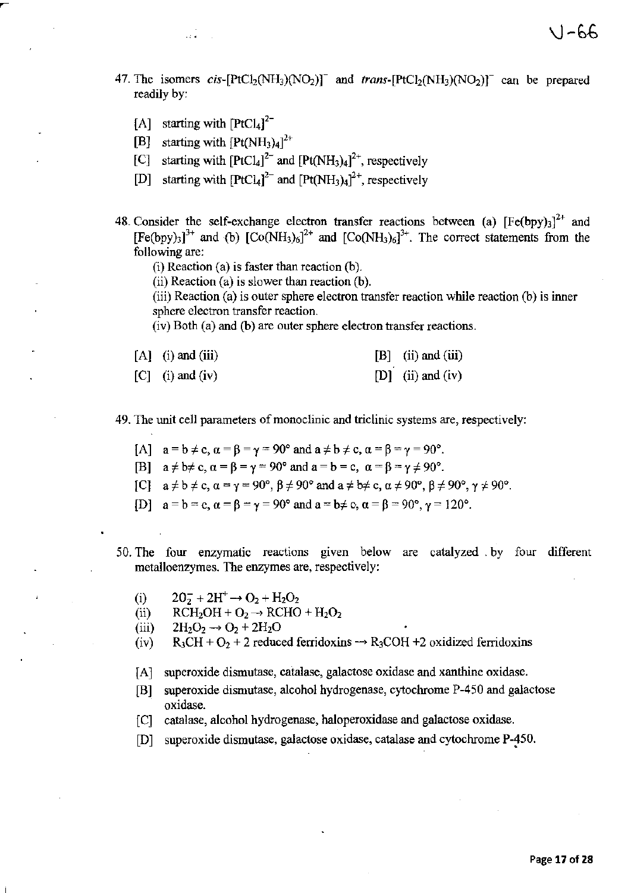47. The isomers *cis*-$[PtCl_2(NH_3)(NO_2)]^-$ and *trans*-$[PtCl_2(NH_3)(NO_2)]^-$ can be prepared readily by:

[A] starting with $[PtCl_4]^{2-}$

[B] starting with $[Pt(NH_3)_4]^{2+}$

[C] starting with $[PtCl_4]^{2-}$ and $[Pt(NH_3)_4]^{2+}$, respectively

[D] starting with $[PtCl_4]^{2-}$ and $[Pt(NH_3)_4]^{2+}$, respectively

48. Consider the self-exchange electron transfer reactions between (a) $[Fe(bpy)_3]^{2+}$ and $[Fe(bpy)_3]^{3+}$ and (b) $[Co(NH_3)_6]^{2+}$ and $[Co(NH_3)_6]^{3+}$. The correct statements from the following are:

(i) Reaction (a) is faster than reaction (b).
(ii) Reaction (a) is slower than reaction (b).
(iii) Reaction (a) is outer sphere electron transfer reaction while reaction (b) is inner sphere electron transfer reaction.
(iv) Both (a) and (b) are outer sphere electron transfer reactions.

[A] (i) and (iii)   [B] (ii) and (iii)

[C] (i) and (iv)   [D] (ii) and (iv)

49. The unit cell parameters of monoclinic and triclinic systems are, respectively:

[A] $a = b \neq c$, $\alpha = \beta = \gamma = 90°$ and $a \neq b \neq c$, $\alpha = \beta = \gamma = 90°$.

[B] $a \neq b \neq c$, $\alpha = \beta = \gamma = 90°$ and $a = b = c$, $\alpha = \beta = \gamma \neq 90°$.

[C] $a \neq b \neq c$, $\alpha = \gamma = 90°$, $\beta \neq 90°$ and $a \neq b \neq c$, $\alpha \neq 90°$, $\beta \neq 90°$, $\gamma \neq 90°$.

[D] $a = b = c$, $\alpha = \beta = \gamma = 90°$ and $a = b \neq c$, $\alpha = \beta = 90°$, $\gamma = 120°$.

50. The four enzymatic reactions given below are catalyzed by four different metalloenzymes. The enzymes are, respectively:

(i) $2O_2^- + 2H^+ \rightarrow O_2 + H_2O_2$

(ii) $RCH_2OH + O_2 \rightarrow RCHO + H_2O_2$

(iii) $2H_2O_2 \rightarrow O_2 + 2H_2O$

(iv) $R_3CH + O_2 + 2$ reduced ferridoxins $\rightarrow R_3COH + 2$ oxidized ferridoxins

[A] superoxide dismutase, catalase, galactose oxidase and xanthine oxidase.

[B] superoxide dismutase, alcohol hydrogenase, cytochrome P-450 and galactose oxidase.

[C] catalase, alcohol hydrogenase, haloperoxidase and galactose oxidase.

[D] superoxide dismutase, galactose oxidase, catalase and cytochrome P-450.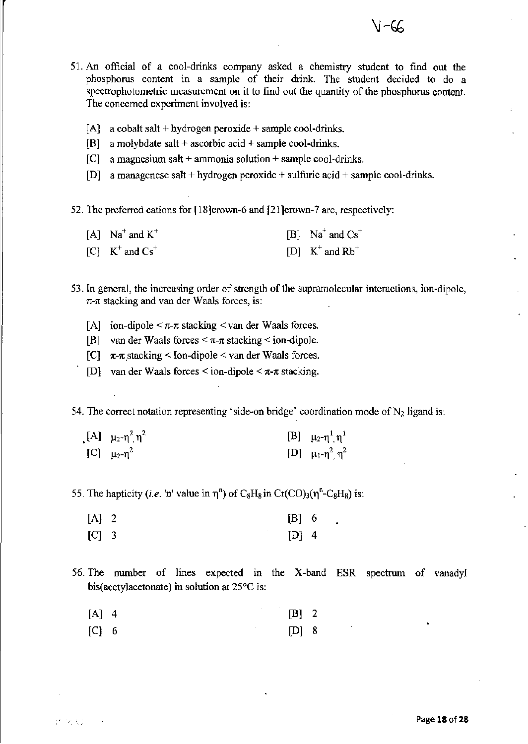51. An official of a cool-drinks company asked a chemistry student to find out the phosphorus content in a sample of their drink. The student decided to do a spectrophotometric measurement on it to find out the quantity of the phosphorus content. The concerned experiment involved is:

    [A] a cobalt salt + hydrogen peroxide + sample cool-drinks.

    [B] a molybdate salt + ascorbic acid + sample cool-drinks.

    [C] a magnesium salt + ammonia solution + sample cool-drinks.

    [D] a managenese salt + hydrogen peroxide + sulfuric acid + sample cool-drinks.

52. The preferred cations for [18]crown-6 and [21]crown-7 are, respectively:

    [A] $Na^+$ and $K^+$
    [B] $Na^+$ and $Cs^+$
    [C] $K^+$ and $Cs^+$
    [D] $K^+$ and $Rb^+$

53. In general, the increasing order of strength of the supramolecular interactions, ion-dipole, $\pi$-$\pi$ stacking and van der Waals forces, is:

    [A] ion-dipole < $\pi$-$\pi$ stacking < van der Waals forces.

    [B] van der Waals forces < $\pi$-$\pi$ stacking < ion-dipole.

    [C] $\pi$-$\pi$ stacking < Ion-dipole < van der Waals forces.

    [D] van der Waals forces < ion-dipole < $\pi$-$\pi$ stacking.

54. The correct notation representing 'side-on bridge' coordination mode of $N_2$ ligand is:

    [A] $\mu_2$-$\eta^2$,$\eta^2$
    [B] $\mu_2$-$\eta^1$,$\eta^1$
    [C] $\mu_2$-$\eta^2$
    [D] $\mu_1$-$\eta^2$,$\eta^2$

55. The hapticity (*i.e.* 'n' value in $\eta^n$) of $C_8H_8$ in $Cr(CO)_3(\eta^n$-$C_8H_8)$ is:

    [A] 2
    [B] 6
    [C] 3
    [D] 4

56. The number of lines expected in the X-band ESR spectrum of vanadyl bis(acetylacetonate) in solution at 25°C is:

    [A] 4
    [B] 2
    [C] 6
    [D] 8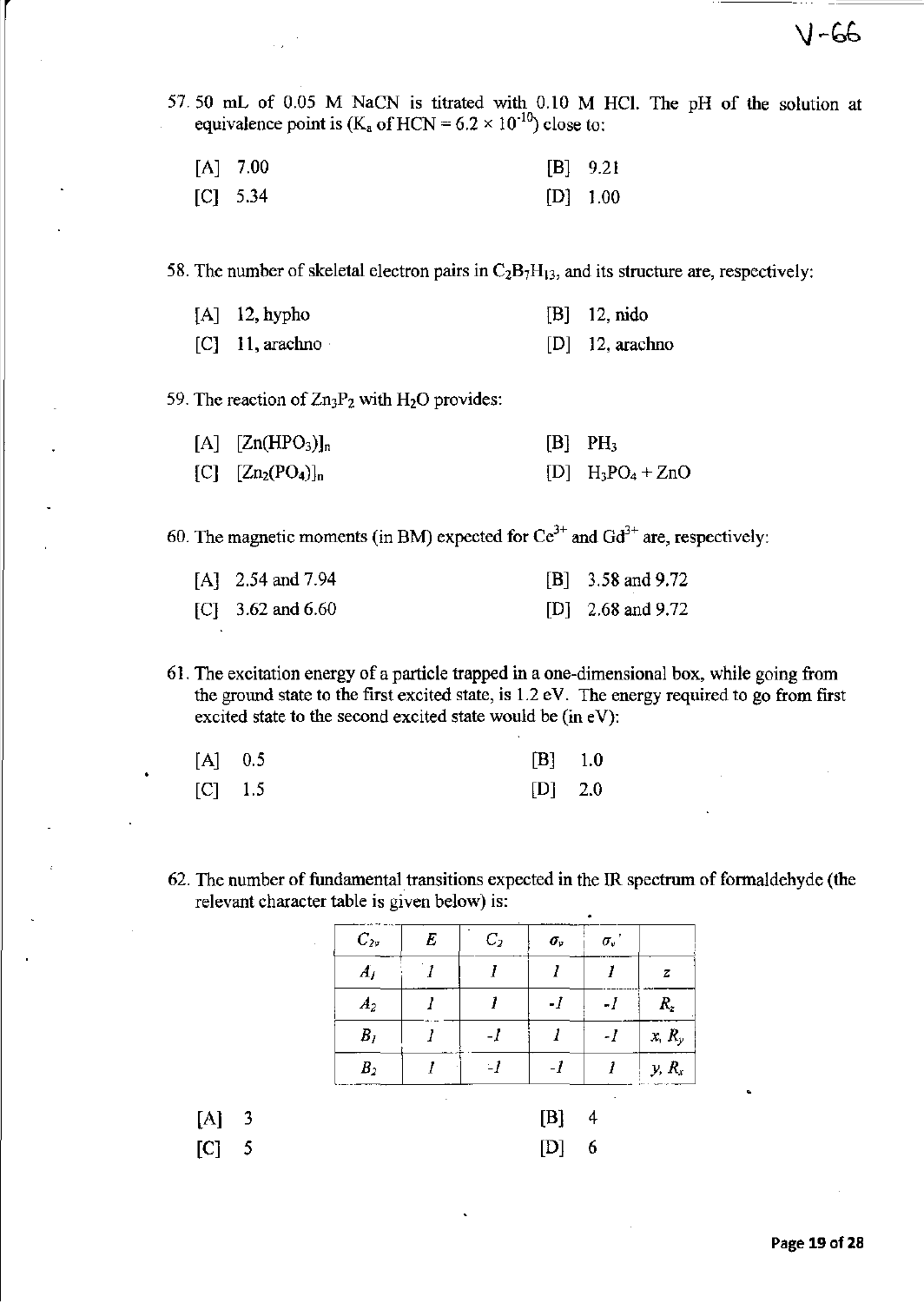57. 50 mL of 0.05 M NaCN is titrated with 0.10 M HCl. The pH of the solution at equivalence point is ($K_a$ of HCN = $6.2 \times 10^{-10}$) close to:

[A] 7.00 [B] 9.21
[C] 5.34 [D] 1.00

58. The number of skeletal electron pairs in $C_2B_7H_{13}$, and its structure are, respectively:

[A] 12, hypho [B] 12, nido
[C] 11, arachno [D] 12, arachno

59. The reaction of $Zn_3P_2$ with $H_2O$ provides:

[A] $[Zn(HPO_3)]_n$ [B] $PH_3$
[C] $[Zn_2(PO_4)]_n$ [D] $H_3PO_4 + ZnO$

60. The magnetic moments (in BM) expected for $Ce^{3+}$ and $Gd^{3+}$ are, respectively:

[A] 2.54 and 7.94 [B] 3.58 and 9.72
[C] 3.62 and 6.60 [D] 2.68 and 9.72

61. The excitation energy of a particle trapped in a one-dimensional box, while going from the ground state to the first excited state, is 1.2 eV. The energy required to go from first excited state to the second excited state would be (in eV):

[A] 0.5 [B] 1.0
[C] 1.5 [D] 2.0

62. The number of fundamental transitions expected in the IR spectrum of formaldehyde (the relevant character table is given below) is:

| $C_{2v}$ | $E$ | $C_2$ | $\sigma_v$ | $\sigma_v'$ | |
|---|---|---|---|---|---|
| $A_1$ | 1 | 1 | 1 | 1 | $z$ |
| $A_2$ | 1 | 1 | -1 | -1 | $R_z$ |
| $B_1$ | 1 | -1 | 1 | -1 | $x, R_y$ |
| $B_2$ | 1 | -1 | -1 | 1 | $y, R_x$ |

[A] 3 [B] 4
[C] 5 [D] 6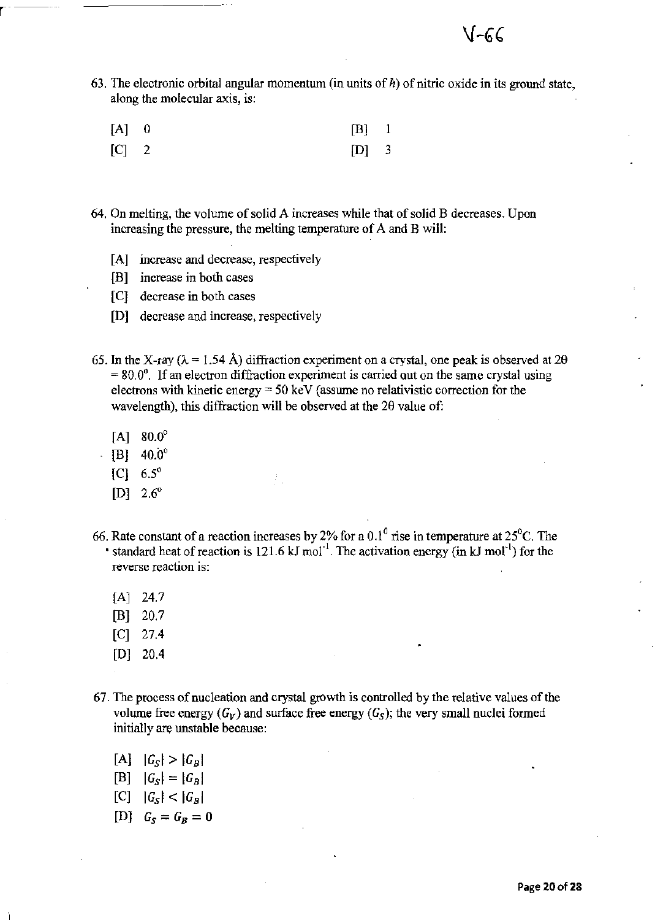63. The electronic orbital angular momentum (in units of $\hbar$) of nitric oxide in its ground state, along the molecular axis, is:

[A] 0 [B] 1

[C] 2 [D] 3

64. On melting, the volume of solid A increases while that of solid B decreases. Upon increasing the pressure, the melting temperature of A and B will:

[A] increase and decrease, respectively

[B] increase in both cases

[C] decrease in both cases

[D] decrease and increase, respectively

65. In the X-ray ($\lambda = 1.54$ Å) diffraction experiment on a crystal, one peak is observed at $2\theta = 80.0^{\circ}$. If an electron diffraction experiment is carried out on the same crystal using electrons with kinetic energy = 50 keV (assume no relativistic correction for the wavelength), this diffraction will be observed at the $2\theta$ value of:

[A] $80.0^{\circ}$

[B] $40.0^{\circ}$

[C] $6.5^{\circ}$

[D] $2.6^{\circ}$

66. Rate constant of a reaction increases by 2% for a $0.1^{0}$ rise in temperature at $25^{0}$C. The standard heat of reaction is 121.6 kJ mol$^{-1}$. The activation energy (in kJ mol$^{-1}$) for the reverse reaction is:

[A] 24.7

[B] 20.7

[C] 27.4

[D] 20.4

67. The process of nucleation and crystal growth is controlled by the relative values of the volume free energy ($G_V$) and surface free energy ($G_S$); the very small nuclei formed initially are unstable because:

[A] $|G_S| > |G_B|$

[B] $|G_S| = |G_B|$

[C] $|G_S| < |G_B|$

[D] $G_S = G_B = 0$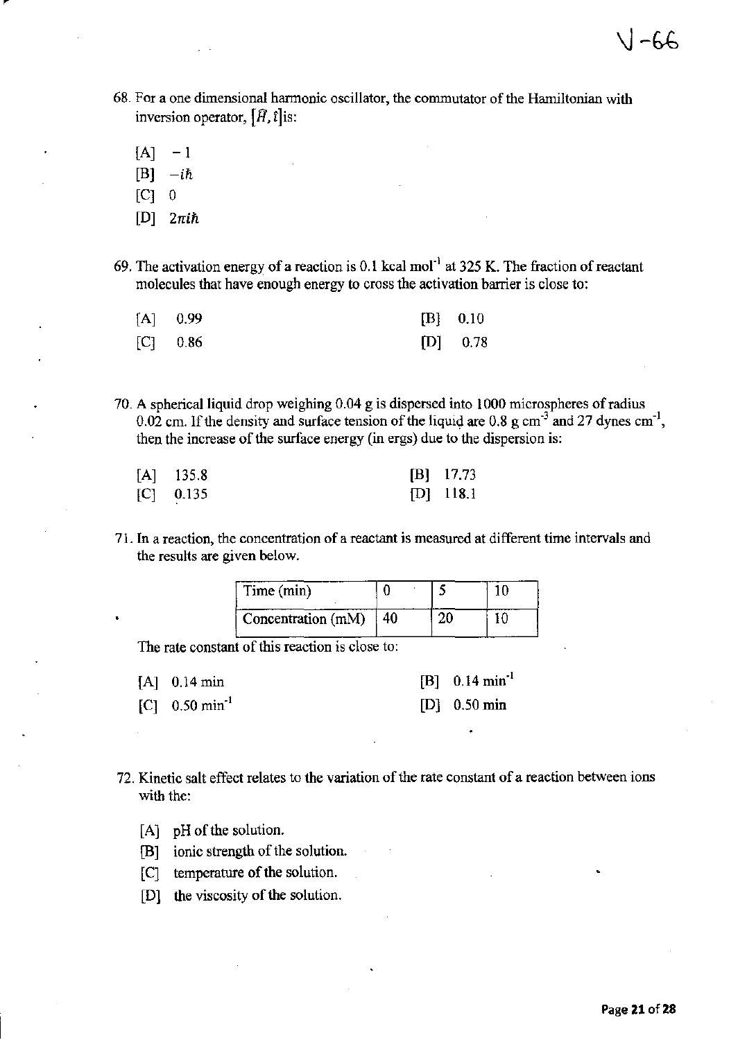68. For a one dimensional harmonic oscillator, the commutator of the Hamiltonian with inversion operator, $[\hat{H}, \hat{\imath}]$is:

   [A] $-1$
   [B] $-i\hbar$
   [C] 0
   [D] $2\pi i\hbar$

69. The activation energy of a reaction is 0.1 kcal mol$^{-1}$ at 325 K. The fraction of reactant molecules that have enough energy to cross the activation barrier is close to:

   [A] 0.99
   [B] 0.10
   [C] 0.86
   [D] 0.78

70. A spherical liquid drop weighing 0.04 g is dispersed into 1000 microspheres of radius 0.02 cm. If the density and surface tension of the liquid are 0.8 g cm$^{-3}$ and 27 dynes cm$^{-1}$, then the increase of the surface energy (in ergs) due to the dispersion is:

   [A] 135.8
   [B] 17.73
   [C] 0.135
   [D] 118.1

71. In a reaction, the concentration of a reactant is measured at different time intervals and the results are given below.

| Time (min) | 0 | 5 | 10 |
|---|---|---|---|
| Concentration (mM) | 40 | 20 | 10 |

   The rate constant of this reaction is close to:

   [A] 0.14 min
   [B] 0.14 min$^{-1}$
   [C] 0.50 min$^{-1}$
   [D] 0.50 min

72. Kinetic salt effect relates to the variation of the rate constant of a reaction between ions with the:

   [A] pH of the solution.
   [B] ionic strength of the solution.
   [C] temperature of the solution.
   [D] the viscosity of the solution.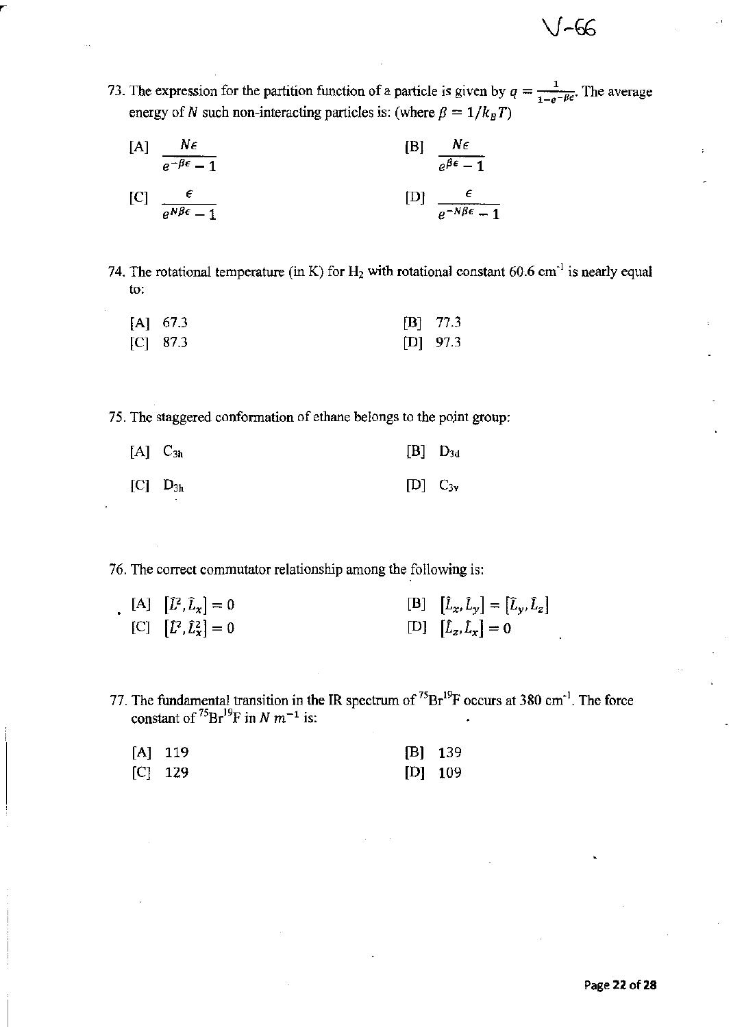V-66

73. The expression for the partition function of a particle is given by $q = \frac{1}{1-e^{-\beta\epsilon}}$. The average energy of $N$ such non-interacting particles is: (where $\beta = 1/k_B T$)

[A] $\frac{N\epsilon}{e^{-\beta\epsilon}-1}$ [B] $\frac{N\epsilon}{e^{\beta\epsilon}-1}$

[C] $\frac{\epsilon}{e^{N\beta\epsilon}-1}$ [D] $\frac{\epsilon}{e^{-N\beta\epsilon}-1}$

74. The rotational temperature (in K) for $H_2$ with rotational constant 60.6 $cm^{-1}$ is nearly equal to:

[A] 67.3 [B] 77.3
[C] 87.3 [D] 97.3

75. The staggered conformation of ethane belongs to the point group:

[A] $C_{3h}$ [B] $D_{3d}$

[C] $D_{3h}$ [D] $C_{3v}$

76. The correct commutator relationship among the following is:

[A] $[\hat{L}^2, \hat{L}_x] = 0$ [B] $[\hat{L}_x, \hat{L}_y] = [\hat{L}_y, \hat{L}_z]$
[C] $[\hat{L}^2, \hat{L}_x^2] = 0$ [D] $[\hat{L}_z, \hat{L}_x] = 0$

77. The fundamental transition in the IR spectrum of $^{75}Br^{19}F$ occurs at 380 $cm^{-1}$. The force constant of $^{75}Br^{19}F$ in $N\ m^{-1}$ is:

[A] 119 [B] 139
[C] 129 [D] 109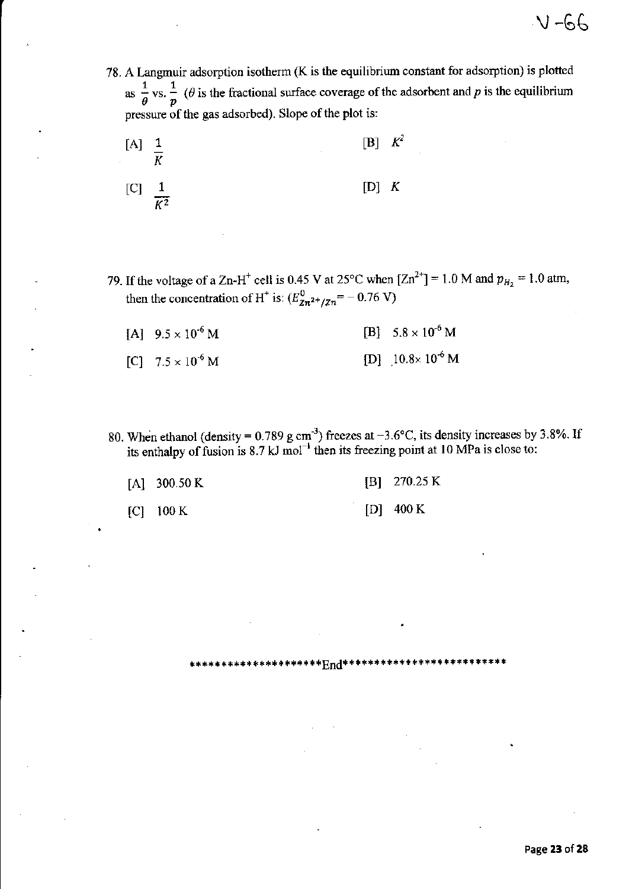78. A Langmuir adsorption isotherm (K is the equilibrium constant for adsorption) is plotted as $\frac{1}{\theta}$ vs. $\frac{1}{p}$ ($\theta$ is the fractional surface coverage of the adsorbent and $p$ is the equilibrium pressure of the gas adsorbed). Slope of the plot is:

[A] $\frac{1}{K}$ [B] $K^2$

[C] $\frac{1}{K^2}$ [D] $K$

79. If the voltage of a Zn-H$^+$ cell is 0.45 V at 25°C when $[Zn^{2+}] = 1.0$ M and $p_{H_2} = 1.0$ atm, then the concentration of H$^+$ is: ($E^0_{Zn^{2+}/Zn} = -0.76$ V)

[A] $9.5 \times 10^{-6}$ M [B] $5.8 \times 10^{-6}$ M

[C] $7.5 \times 10^{-6}$ M [D] $10.8 \times 10^{-6}$ M

80. When ethanol (density = 0.789 g cm$^{-3}$) freezes at −3.6°C, its density increases by 3.8%. If its enthalpy of fusion is 8.7 kJ mol$^{-1}$ then its freezing point at 10 MPa is close to:

[A] 300.50 K [B] 270.25 K

[C] 100 K [D] 400 K

*********************End*************************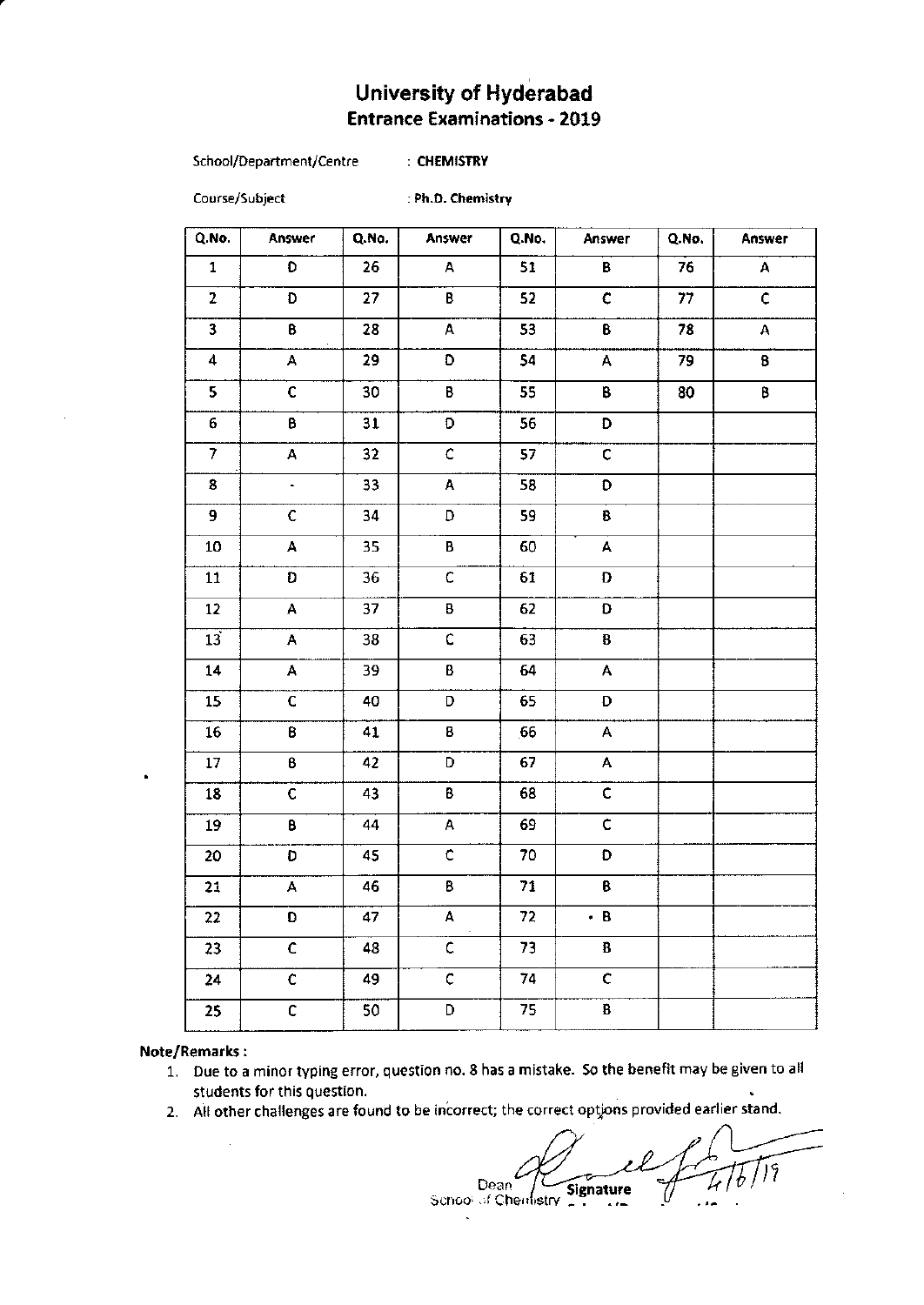# University of Hyderabad
## Entrance Examinations - 2019

School/Department/Centre : **CHEMISTRY**

Course/Subject : Ph.D. Chemistry

| Q.No. | Answer | Q.No. | Answer | Q.No. | Answer | Q.No. | Answer |
|---|---|---|---|---|---|---|---|
| 1 | D | 26 | A | 51 | B | 76 | A |
| 2 | D | 27 | B | 52 | C | 77 | C |
| 3 | B | 28 | A | 53 | B | 78 | A |
| 4 | A | 29 | D | 54 | A | 79 | B |
| 5 | C | 30 | B | 55 | B | 80 | B |
| 6 | B | 31 | D | 56 | D | | |
| 7 | A | 32 | C | 57 | C | | |
| 8 | - | 33 | A | 58 | D | | |
| 9 | C | 34 | D | 59 | B | | |
| 10 | A | 35 | B | 60 | A | | |
| 11 | D | 36 | C | 61 | D | | |
| 12 | A | 37 | B | 62 | D | | |
| 13 | A | 38 | C | 63 | B | | |
| 14 | A | 39 | B | 64 | A | | |
| 15 | C | 40 | D | 65 | D | | |
| 16 | B | 41 | B | 66 | A | | |
| 17 | B | 42 | D | 67 | A | | |
| 18 | C | 43 | B | 68 | C | | |
| 19 | B | 44 | A | 69 | C | | |
| 20 | D | 45 | C | 70 | D | | |
| 21 | A | 46 | B | 71 | B | | |
| 22 | D | 47 | A | 72 | B | | |
| 23 | C | 48 | C | 73 | B | | |
| 24 | C | 49 | C | 74 | C | | |
| 25 | C | 50 | D | 75 | B | | |

**Note/Remarks :**

1. Due to a minor typing error, question no. 8 has a mistake. So the benefit may be given to all students for this question.
2. All other challenges are found to be incorrect; the correct options provided earlier stand.

Dean
School of Chemistry

**Signature** 4/6/19